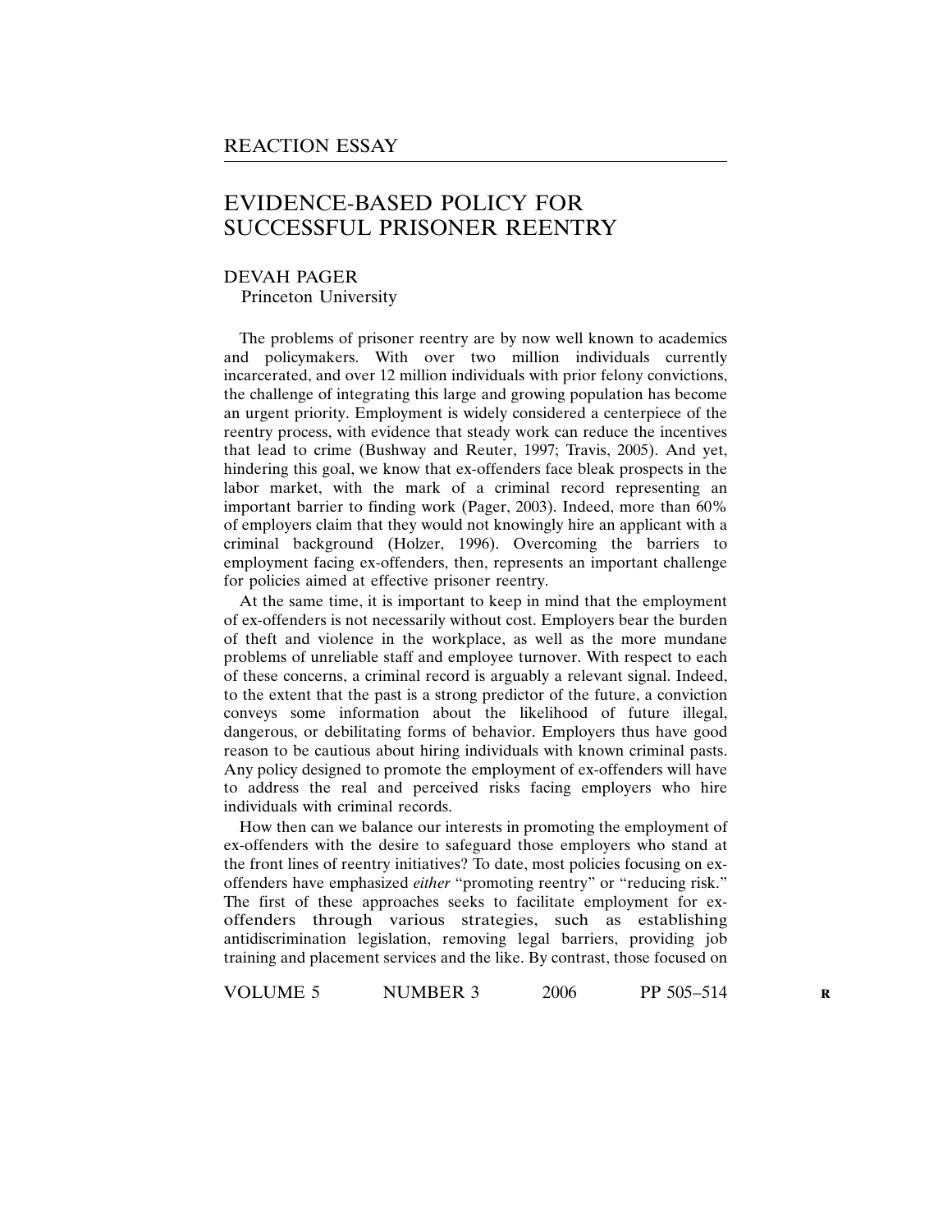REACTION ESSAY

# EVIDENCE-BASED POLICY FOR SUCCESSFUL PRISONER REENTRY

DEVAH PAGER
Princeton University

The problems of prisoner reentry are by now well known to academics and policymakers. With over two million individuals currently incarcerated, and over 12 million individuals with prior felony convictions, the challenge of integrating this large and growing population has become an urgent priority. Employment is widely considered a centerpiece of the reentry process, with evidence that steady work can reduce the incentives that lead to crime (Bushway and Reuter, 1997; Travis, 2005). And yet, hindering this goal, we know that ex-offenders face bleak prospects in the labor market, with the mark of a criminal record representing an important barrier to finding work (Pager, 2003). Indeed, more than 60% of employers claim that they would not knowingly hire an applicant with a criminal background (Holzer, 1996). Overcoming the barriers to employment facing ex-offenders, then, represents an important challenge for policies aimed at effective prisoner reentry.

At the same time, it is important to keep in mind that the employment of ex-offenders is not necessarily without cost. Employers bear the burden of theft and violence in the workplace, as well as the more mundane problems of unreliable staff and employee turnover. With respect to each of these concerns, a criminal record is arguably a relevant signal. Indeed, to the extent that the past is a strong predictor of the future, a conviction conveys some information about the likelihood of future illegal, dangerous, or debilitating forms of behavior. Employers thus have good reason to be cautious about hiring individuals with known criminal pasts. Any policy designed to promote the employment of ex-offenders will have to address the real and perceived risks facing employers who hire individuals with criminal records.

How then can we balance our interests in promoting the employment of ex-offenders with the desire to safeguard those employers who stand at the front lines of reentry initiatives? To date, most policies focusing on ex-offenders have emphasized *either* "promoting reentry" or "reducing risk." The first of these approaches seeks to facilitate employment for ex-offenders through various strategies, such as establishing antidiscrimination legislation, removing legal barriers, providing job training and placement services and the like. By contrast, those focused on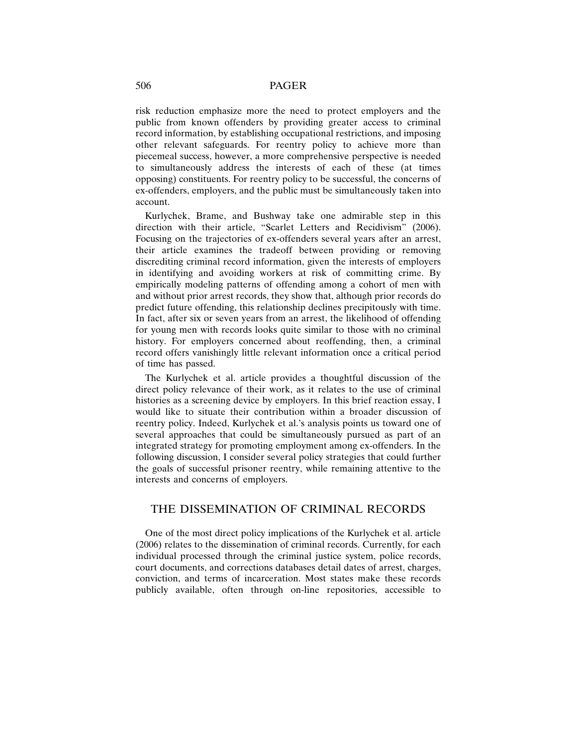risk reduction emphasize more the need to protect employers and the public from known offenders by providing greater access to criminal record information, by establishing occupational restrictions, and imposing other relevant safeguards. For reentry policy to achieve more than piecemeal success, however, a more comprehensive perspective is needed to simultaneously address the interests of each of these (at times opposing) constituents. For reentry policy to be successful, the concerns of ex-offenders, employers, and the public must be simultaneously taken into account.

Kurlychek, Brame, and Bushway take one admirable step in this direction with their article, "Scarlet Letters and Recidivism" (2006). Focusing on the trajectories of ex-offenders several years after an arrest, their article examines the tradeoff between providing or removing discrediting criminal record information, given the interests of employers in identifying and avoiding workers at risk of committing crime. By empirically modeling patterns of offending among a cohort of men with and without prior arrest records, they show that, although prior records do predict future offending, this relationship declines precipitously with time. In fact, after six or seven years from an arrest, the likelihood of offending for young men with records looks quite similar to those with no criminal history. For employers concerned about reoffending, then, a criminal record offers vanishingly little relevant information once a critical period of time has passed.

The Kurlychek et al. article provides a thoughtful discussion of the direct policy relevance of their work, as it relates to the use of criminal histories as a screening device by employers. In this brief reaction essay, I would like to situate their contribution within a broader discussion of reentry policy. Indeed, Kurlychek et al.'s analysis points us toward one of several approaches that could be simultaneously pursued as part of an integrated strategy for promoting employment among ex-offenders. In the following discussion, I consider several policy strategies that could further the goals of successful prisoner reentry, while remaining attentive to the interests and concerns of employers.

## THE DISSEMINATION OF CRIMINAL RECORDS

One of the most direct policy implications of the Kurlychek et al. article (2006) relates to the dissemination of criminal records. Currently, for each individual processed through the criminal justice system, police records, court documents, and corrections databases detail dates of arrest, charges, conviction, and terms of incarceration. Most states make these records publicly available, often through on-line repositories, accessible to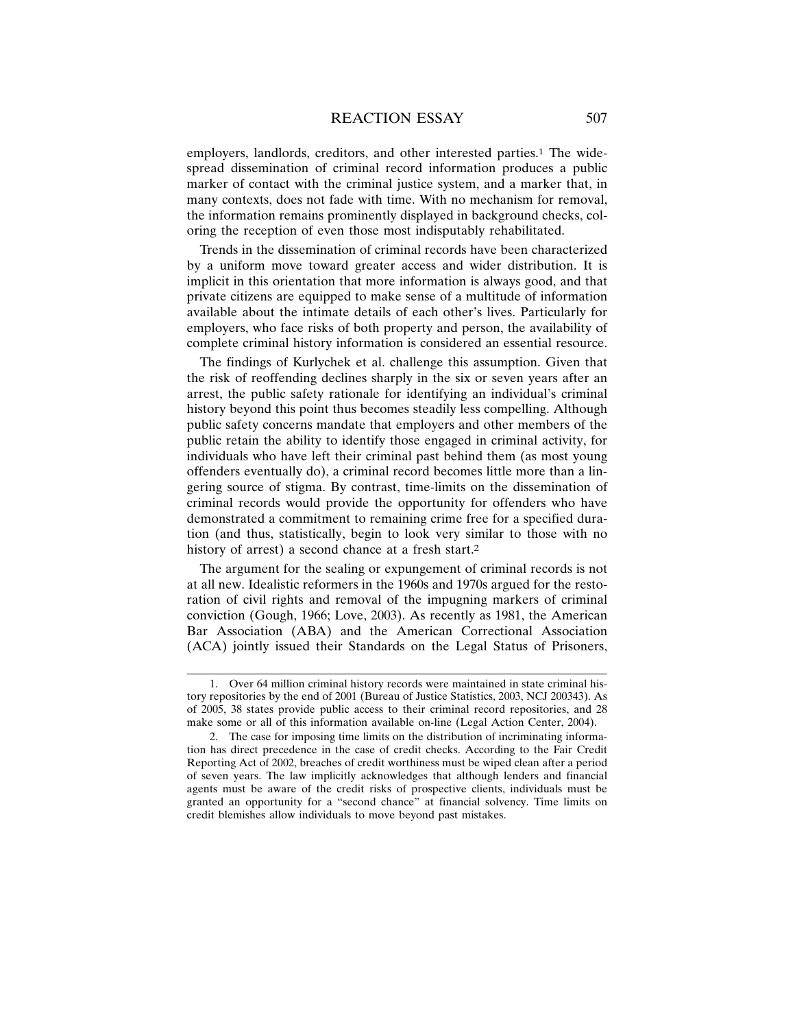employers, landlords, creditors, and other interested parties.[1] The widespread dissemination of criminal record information produces a public marker of contact with the criminal justice system, and a marker that, in many contexts, does not fade with time. With no mechanism for removal, the information remains prominently displayed in background checks, coloring the reception of even those most indisputably rehabilitated.

Trends in the dissemination of criminal records have been characterized by a uniform move toward greater access and wider distribution. It is implicit in this orientation that more information is always good, and that private citizens are equipped to make sense of a multitude of information available about the intimate details of each other's lives. Particularly for employers, who face risks of both property and person, the availability of complete criminal history information is considered an essential resource.

The findings of Kurlychek et al. challenge this assumption. Given that the risk of reoffending declines sharply in the six or seven years after an arrest, the public safety rationale for identifying an individual's criminal history beyond this point thus becomes steadily less compelling. Although public safety concerns mandate that employers and other members of the public retain the ability to identify those engaged in criminal activity, for individuals who have left their criminal past behind them (as most young offenders eventually do), a criminal record becomes little more than a lingering source of stigma. By contrast, time-limits on the dissemination of criminal records would provide the opportunity for offenders who have demonstrated a commitment to remaining crime free for a specified duration (and thus, statistically, begin to look very similar to those with no history of arrest) a second chance at a fresh start.[2]

The argument for the sealing or expungement of criminal records is not at all new. Idealistic reformers in the 1960s and 1970s argued for the restoration of civil rights and removal of the impugning markers of criminal conviction (Gough, 1966; Love, 2003). As recently as 1981, the American Bar Association (ABA) and the American Correctional Association (ACA) jointly issued their Standards on the Legal Status of Prisoners,

---

1. Over 64 million criminal history records were maintained in state criminal history repositories by the end of 2001 (Bureau of Justice Statistics, 2003, NCJ 200343). As of 2005, 38 states provide public access to their criminal record repositories, and 28 make some or all of this information available on-line (Legal Action Center, 2004).

2. The case for imposing time limits on the distribution of incriminating information has direct precedence in the case of credit checks. According to the Fair Credit Reporting Act of 2002, breaches of credit worthiness must be wiped clean after a period of seven years. The law implicitly acknowledges that although lenders and financial agents must be aware of the credit risks of prospective clients, individuals must be granted an opportunity for a "second chance" at financial solvency. Time limits on credit blemishes allow individuals to move beyond past mistakes.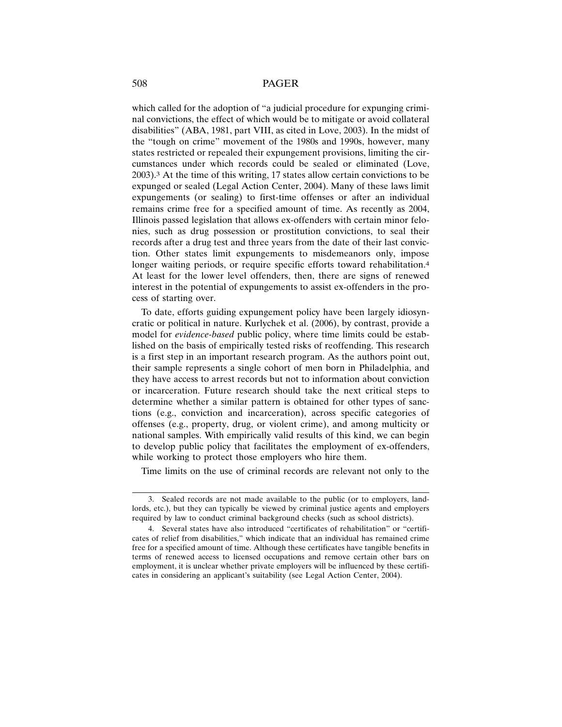which called for the adoption of "a judicial procedure for expunging criminal convictions, the effect of which would be to mitigate or avoid collateral disabilities" (ABA, 1981, part VIII, as cited in Love, 2003). In the midst of the "tough on crime" movement of the 1980s and 1990s, however, many states restricted or repealed their expungement provisions, limiting the circumstances under which records could be sealed or eliminated (Love, 2003).[3] At the time of this writing, 17 states allow certain convictions to be expunged or sealed (Legal Action Center, 2004). Many of these laws limit expungements (or sealing) to first-time offenses or after an individual remains crime free for a specified amount of time. As recently as 2004, Illinois passed legislation that allows ex-offenders with certain minor felonies, such as drug possession or prostitution convictions, to seal their records after a drug test and three years from the date of their last conviction. Other states limit expungements to misdemeanors only, impose longer waiting periods, or require specific efforts toward rehabilitation.[4] At least for the lower level offenders, then, there are signs of renewed interest in the potential of expungements to assist ex-offenders in the process of starting over.

To date, efforts guiding expungement policy have been largely idiosyncratic or political in nature. Kurlychek et al. (2006), by contrast, provide a model for *evidence-based* public policy, where time limits could be established on the basis of empirically tested risks of reoffending. This research is a first step in an important research program. As the authors point out, their sample represents a single cohort of men born in Philadelphia, and they have access to arrest records but not to information about conviction or incarceration. Future research should take the next critical steps to determine whether a similar pattern is obtained for other types of sanctions (e.g., conviction and incarceration), across specific categories of offenses (e.g., property, drug, or violent crime), and among multicity or national samples. With empirically valid results of this kind, we can begin to develop public policy that facilitates the employment of ex-offenders, while working to protect those employers who hire them.

Time limits on the use of criminal records are relevant not only to the

---

3. Sealed records are not made available to the public (or to employers, landlords, etc.), but they can typically be viewed by criminal justice agents and employers required by law to conduct criminal background checks (such as school districts).

4. Several states have also introduced "certificates of rehabilitation" or "certificates of relief from disabilities," which indicate that an individual has remained crime free for a specified amount of time. Although these certificates have tangible benefits in terms of renewed access to licensed occupations and remove certain other bars on employment, it is unclear whether private employers will be influenced by these certificates in considering an applicant's suitability (see Legal Action Center, 2004).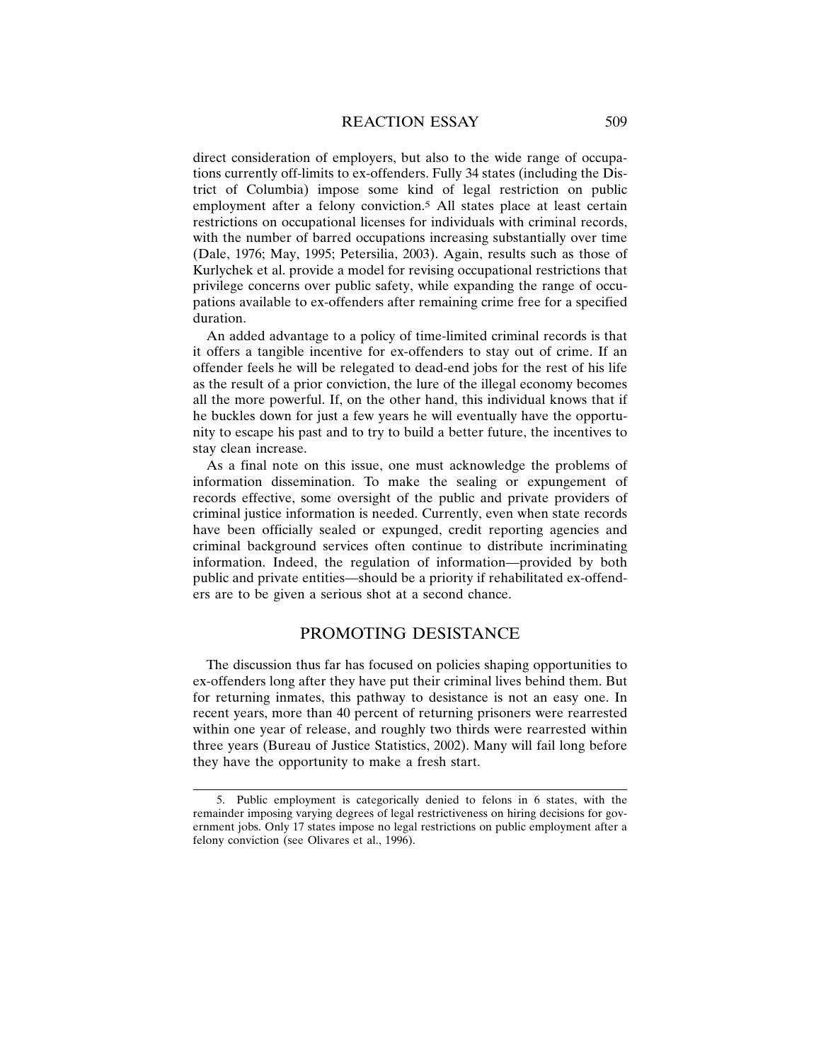direct consideration of employers, but also to the wide range of occupations currently off-limits to ex-offenders. Fully 34 states (including the District of Columbia) impose some kind of legal restriction on public employment after a felony conviction.[5] All states place at least certain restrictions on occupational licenses for individuals with criminal records, with the number of barred occupations increasing substantially over time (Dale, 1976; May, 1995; Petersilia, 2003). Again, results such as those of Kurlychek et al. provide a model for revising occupational restrictions that privilege concerns over public safety, while expanding the range of occupations available to ex-offenders after remaining crime free for a specified duration.

An added advantage to a policy of time-limited criminal records is that it offers a tangible incentive for ex-offenders to stay out of crime. If an offender feels he will be relegated to dead-end jobs for the rest of his life as the result of a prior conviction, the lure of the illegal economy becomes all the more powerful. If, on the other hand, this individual knows that if he buckles down for just a few years he will eventually have the opportunity to escape his past and to try to build a better future, the incentives to stay clean increase.

As a final note on this issue, one must acknowledge the problems of information dissemination. To make the sealing or expungement of records effective, some oversight of the public and private providers of criminal justice information is needed. Currently, even when state records have been officially sealed or expunged, credit reporting agencies and criminal background services often continue to distribute incriminating information. Indeed, the regulation of information—provided by both public and private entities—should be a priority if rehabilitated ex-offenders are to be given a serious shot at a second chance.

## PROMOTING DESISTANCE

The discussion thus far has focused on policies shaping opportunities to ex-offenders long after they have put their criminal lives behind them. But for returning inmates, this pathway to desistance is not an easy one. In recent years, more than 40 percent of returning prisoners were rearrested within one year of release, and roughly two thirds were rearrested within three years (Bureau of Justice Statistics, 2002). Many will fail long before they have the opportunity to make a fresh start.

---

5. Public employment is categorically denied to felons in 6 states, with the remainder imposing varying degrees of legal restrictiveness on hiring decisions for government jobs. Only 17 states impose no legal restrictions on public employment after a felony conviction (see Olivares et al., 1996).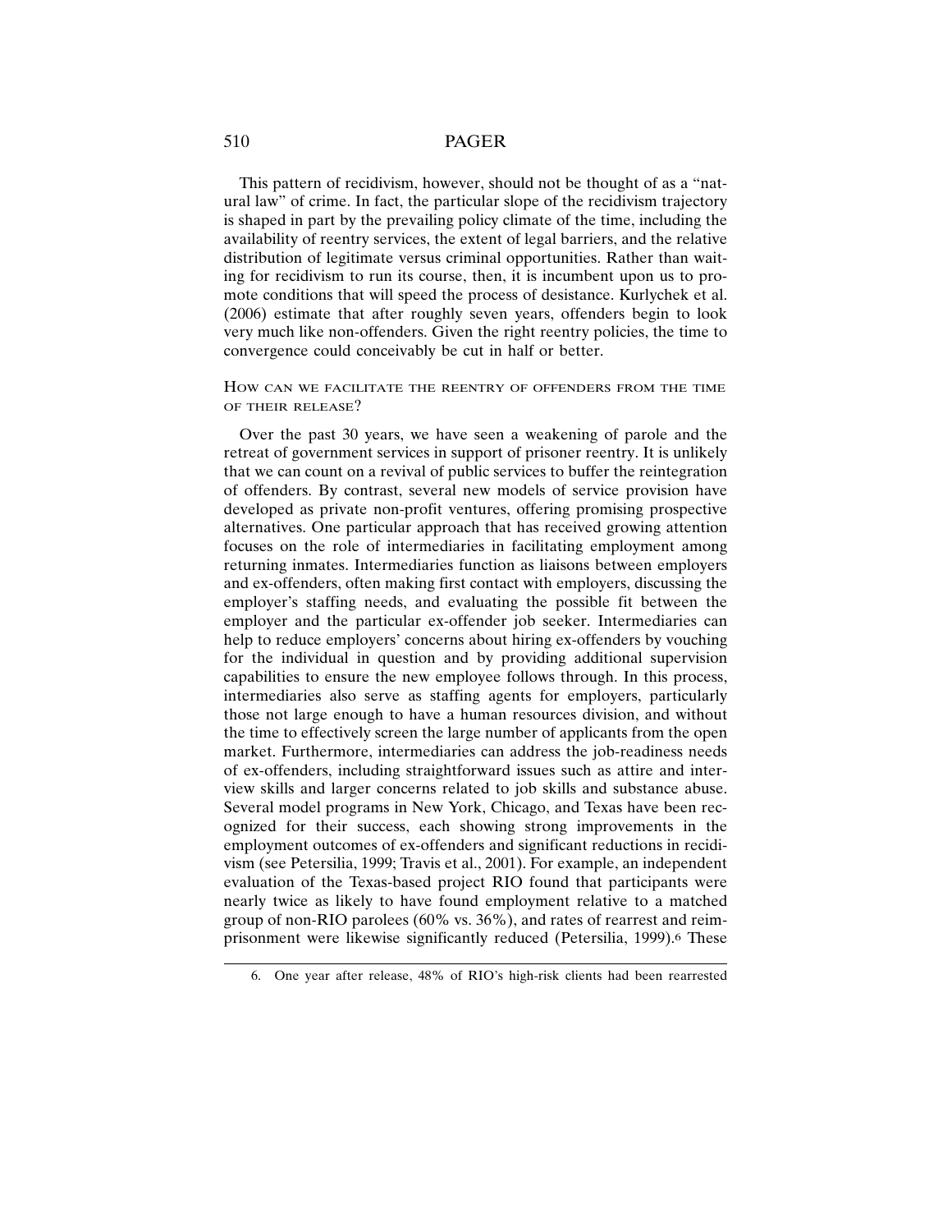This pattern of recidivism, however, should not be thought of as a "natural law" of crime. In fact, the particular slope of the recidivism trajectory is shaped in part by the prevailing policy climate of the time, including the availability of reentry services, the extent of legal barriers, and the relative distribution of legitimate versus criminal opportunities. Rather than waiting for recidivism to run its course, then, it is incumbent upon us to promote conditions that will speed the process of desistance. Kurlychek et al. (2006) estimate that after roughly seven years, offenders begin to look very much like non-offenders. Given the right reentry policies, the time to convergence could conceivably be cut in half or better.

### How can we facilitate the reentry of offenders from the time of their release?

Over the past 30 years, we have seen a weakening of parole and the retreat of government services in support of prisoner reentry. It is unlikely that we can count on a revival of public services to buffer the reintegration of offenders. By contrast, several new models of service provision have developed as private non-profit ventures, offering promising prospective alternatives. One particular approach that has received growing attention focuses on the role of intermediaries in facilitating employment among returning inmates. Intermediaries function as liaisons between employers and ex-offenders, often making first contact with employers, discussing the employer's staffing needs, and evaluating the possible fit between the employer and the particular ex-offender job seeker. Intermediaries can help to reduce employers' concerns about hiring ex-offenders by vouching for the individual in question and by providing additional supervision capabilities to ensure the new employee follows through. In this process, intermediaries also serve as staffing agents for employers, particularly those not large enough to have a human resources division, and without the time to effectively screen the large number of applicants from the open market. Furthermore, intermediaries can address the job-readiness needs of ex-offenders, including straightforward issues such as attire and interview skills and larger concerns related to job skills and substance abuse. Several model programs in New York, Chicago, and Texas have been recognized for their success, each showing strong improvements in the employment outcomes of ex-offenders and significant reductions in recidivism (see Petersilia, 1999; Travis et al., 2001). For example, an independent evaluation of the Texas-based project RIO found that participants were nearly twice as likely to have found employment relative to a matched group of non-RIO parolees (60% vs. 36%), and rates of rearrest and reimprisonment were likewise significantly reduced (Petersilia, 1999).[6] These

6. One year after release, 48% of RIO's high-risk clients had been rearrested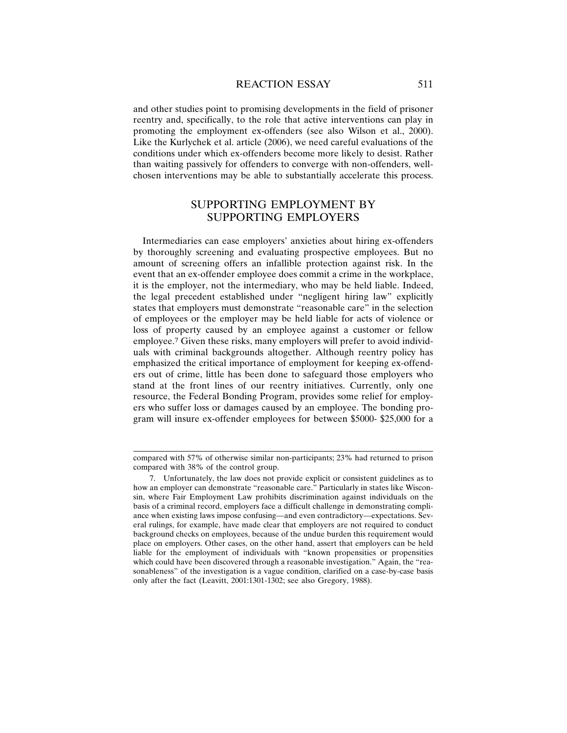and other studies point to promising developments in the field of prisoner reentry and, specifically, to the role that active interventions can play in promoting the employment ex-offenders (see also Wilson et al., 2000). Like the Kurlychek et al. article (2006), we need careful evaluations of the conditions under which ex-offenders become more likely to desist. Rather than waiting passively for offenders to converge with non-offenders, well-chosen interventions may be able to substantially accelerate this process.

## SUPPORTING EMPLOYMENT BY SUPPORTING EMPLOYERS

Intermediaries can ease employers' anxieties about hiring ex-offenders by thoroughly screening and evaluating prospective employees. But no amount of screening offers an infallible protection against risk. In the event that an ex-offender employee does commit a crime in the workplace, it is the employer, not the intermediary, who may be held liable. Indeed, the legal precedent established under "negligent hiring law" explicitly states that employers must demonstrate "reasonable care" in the selection of employees or the employer may be held liable for acts of violence or loss of property caused by an employee against a customer or fellow employee.[7] Given these risks, many employers will prefer to avoid individuals with criminal backgrounds altogether. Although reentry policy has emphasized the critical importance of employment for keeping ex-offenders out of crime, little has been done to safeguard those employers who stand at the front lines of our reentry initiatives. Currently, only one resource, the Federal Bonding Program, provides some relief for employers who suffer loss or damages caused by an employee. The bonding program will insure ex-offender employees for between $5000- $25,000 for a

---

compared with 57% of otherwise similar non-participants; 23% had returned to prison compared with 38% of the control group.

7. Unfortunately, the law does not provide explicit or consistent guidelines as to how an employer can demonstrate "reasonable care." Particularly in states like Wisconsin, where Fair Employment Law prohibits discrimination against individuals on the basis of a criminal record, employers face a difficult challenge in demonstrating compliance when existing laws impose confusing—and even contradictory—expectations. Several rulings, for example, have made clear that employers are not required to conduct background checks on employees, because of the undue burden this requirement would place on employers. Other cases, on the other hand, assert that employers can be held liable for the employment of individuals with "known propensities or propensities which could have been discovered through a reasonable investigation." Again, the "reasonableness" of the investigation is a vague condition, clarified on a case-by-case basis only after the fact (Leavitt, 2001:1301-1302; see also Gregory, 1988).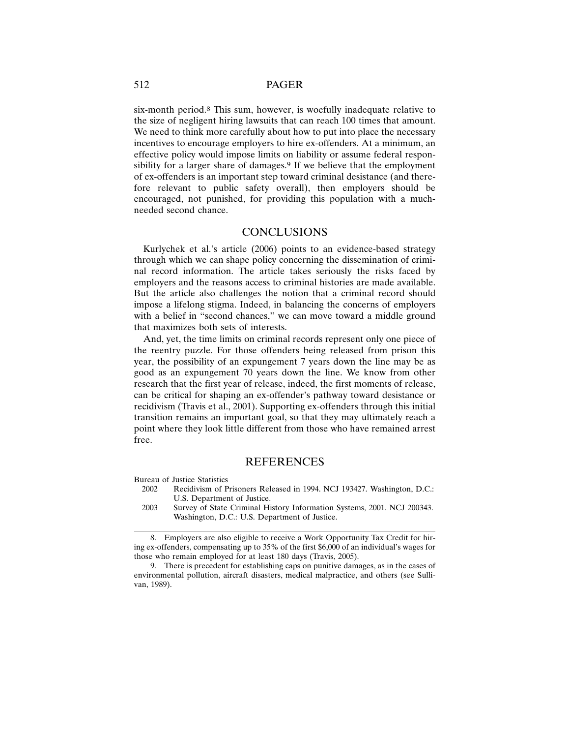six-month period.[8] This sum, however, is woefully inadequate relative to the size of negligent hiring lawsuits that can reach 100 times that amount. We need to think more carefully about how to put into place the necessary incentives to encourage employers to hire ex-offenders. At a minimum, an effective policy would impose limits on liability or assume federal responsibility for a larger share of damages.[9] If we believe that the employment of ex-offenders is an important step toward criminal desistance (and therefore relevant to public safety overall), then employers should be encouraged, not punished, for providing this population with a much-needed second chance.

## CONCLUSIONS

Kurlychek et al.'s article (2006) points to an evidence-based strategy through which we can shape policy concerning the dissemination of criminal record information. The article takes seriously the risks faced by employers and the reasons access to criminal histories are made available. But the article also challenges the notion that a criminal record should impose a lifelong stigma. Indeed, in balancing the concerns of employers with a belief in "second chances," we can move toward a middle ground that maximizes both sets of interests.

And, yet, the time limits on criminal records represent only one piece of the reentry puzzle. For those offenders being released from prison this year, the possibility of an expungement 7 years down the line may be as good as an expungement 70 years down the line. We know from other research that the first year of release, indeed, the first moments of release, can be critical for shaping an ex-offender's pathway toward desistance or recidivism (Travis et al., 2001). Supporting ex-offenders through this initial transition remains an important goal, so that they may ultimately reach a point where they look little different from those who have remained arrest free.

## REFERENCES

Bureau of Justice Statistics

2002 Recidivism of Prisoners Released in 1994. NCJ 193427. Washington, D.C.: U.S. Department of Justice.

2003 Survey of State Criminal History Information Systems, 2001. NCJ 200343. Washington, D.C.: U.S. Department of Justice.

---

8. Employers are also eligible to receive a Work Opportunity Tax Credit for hiring ex-offenders, compensating up to 35% of the first $6,000 of an individual's wages for those who remain employed for at least 180 days (Travis, 2005).

9. There is precedent for establishing caps on punitive damages, as in the cases of environmental pollution, aircraft disasters, medical malpractice, and others (see Sullivan, 1989).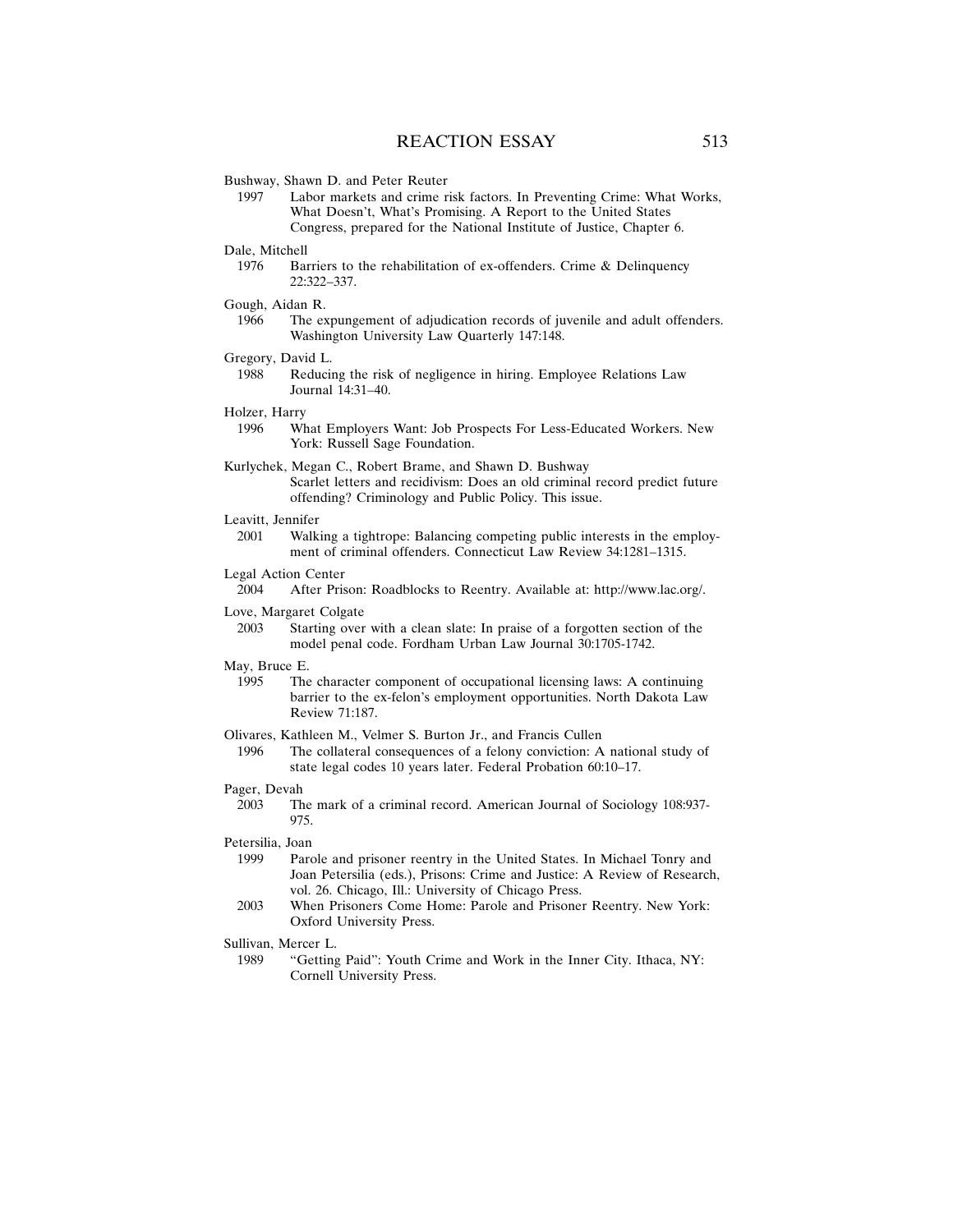Bushway, Shawn D. and Peter Reuter

1997 Labor markets and crime risk factors. In Preventing Crime: What Works, What Doesn't, What's Promising. A Report to the United States Congress, prepared for the National Institute of Justice, Chapter 6.

Dale, Mitchell

1976 Barriers to the rehabilitation of ex-offenders. Crime & Delinquency 22:322–337.

Gough, Aidan R.

1966 The expungement of adjudication records of juvenile and adult offenders. Washington University Law Quarterly 147:148.

Gregory, David L.

1988 Reducing the risk of negligence in hiring. Employee Relations Law Journal 14:31–40.

Holzer, Harry

1996 What Employers Want: Job Prospects For Less-Educated Workers. New York: Russell Sage Foundation.

Kurlychek, Megan C., Robert Brame, and Shawn D. Bushway

Scarlet letters and recidivism: Does an old criminal record predict future offending? Criminology and Public Policy. This issue.

Leavitt, Jennifer

2001 Walking a tightrope: Balancing competing public interests in the employment of criminal offenders. Connecticut Law Review 34:1281–1315.

Legal Action Center

2004 After Prison: Roadblocks to Reentry. Available at: http://www.lac.org/.

Love, Margaret Colgate

2003 Starting over with a clean slate: In praise of a forgotten section of the model penal code. Fordham Urban Law Journal 30:1705-1742.

May, Bruce E.

1995 The character component of occupational licensing laws: A continuing barrier to the ex-felon's employment opportunities. North Dakota Law Review 71:187.

Olivares, Kathleen M., Velmer S. Burton Jr., and Francis Cullen

1996 The collateral consequences of a felony conviction: A national study of state legal codes 10 years later. Federal Probation 60:10–17.

Pager, Devah

2003 The mark of a criminal record. American Journal of Sociology 108:937-975.

Petersilia, Joan

1999 Parole and prisoner reentry in the United States. In Michael Tonry and Joan Petersilia (eds.), Prisons: Crime and Justice: A Review of Research, vol. 26. Chicago, Ill.: University of Chicago Press.

2003 When Prisoners Come Home: Parole and Prisoner Reentry. New York: Oxford University Press.

Sullivan, Mercer L.

1989 "Getting Paid": Youth Crime and Work in the Inner City. Ithaca, NY: Cornell University Press.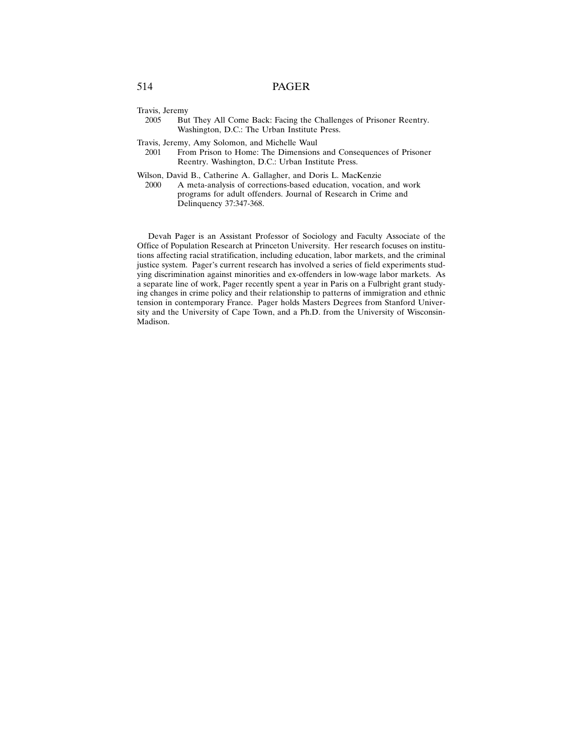Travis, Jeremy

2005 But They All Come Back: Facing the Challenges of Prisoner Reentry. Washington, D.C.: The Urban Institute Press.

Travis, Jeremy, Amy Solomon, and Michelle Waul

2001 From Prison to Home: The Dimensions and Consequences of Prisoner Reentry. Washington, D.C.: Urban Institute Press.

Wilson, David B., Catherine A. Gallagher, and Doris L. MacKenzie

2000 A meta-analysis of corrections-based education, vocation, and work programs for adult offenders. Journal of Research in Crime and Delinquency 37:347-368.

Devah Pager is an Assistant Professor of Sociology and Faculty Associate of the Office of Population Research at Princeton University. Her research focuses on institutions affecting racial stratification, including education, labor markets, and the criminal justice system. Pager's current research has involved a series of field experiments studying discrimination against minorities and ex-offenders in low-wage labor markets. As a separate line of work, Pager recently spent a year in Paris on a Fulbright grant studying changes in crime policy and their relationship to patterns of immigration and ethnic tension in contemporary France. Pager holds Masters Degrees from Stanford University and the University of Cape Town, and a Ph.D. from the University of Wisconsin-Madison.